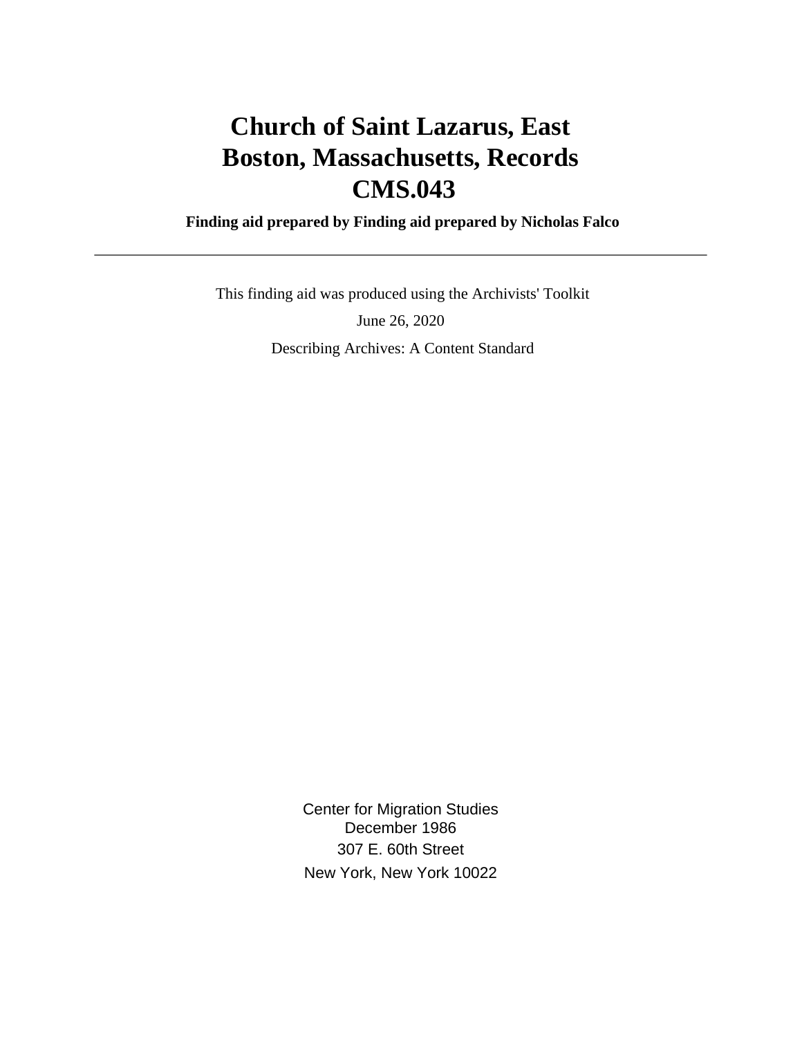# Church of Saint Lazarus, East Boston, Massachusetts, Records CMS.043

**Finding aid prepared by Finding aid prepared by Nicholas Falco**

---

This finding aid was produced using the Archivists' Toolkit

June 26, 2020

Describing Archives: A Content Standard

Center for Migration Studies
December 1986
307 E. 60th Street
New York, New York 10022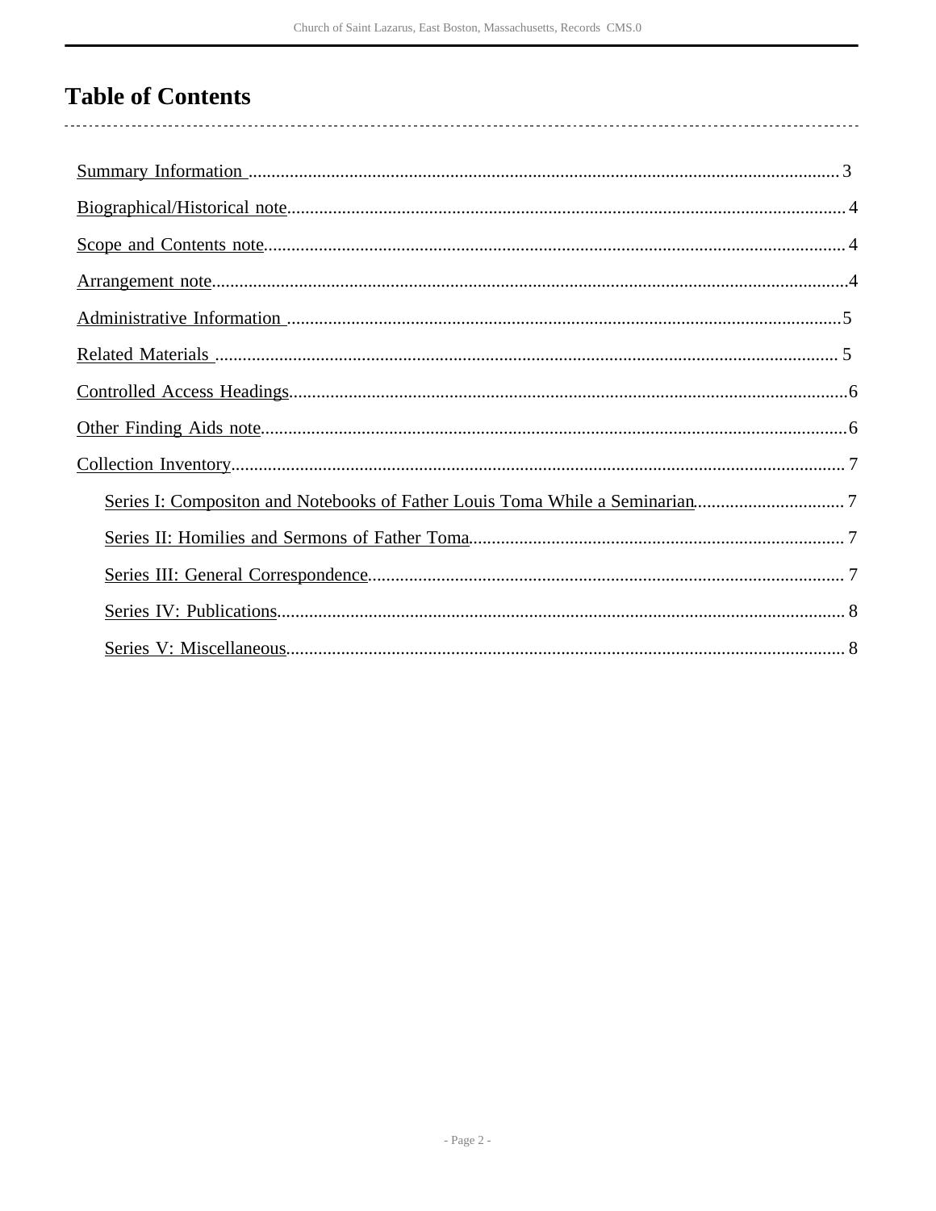# Table of Contents

- Summary Information ... 3
- Biographical/Historical note ... 4
- Scope and Contents note ... 4
- Arrangement note ... 4
- Administrative Information ... 5
- Related Materials ... 5
- Controlled Access Headings ... 6
- Other Finding Aids note ... 6
- Collection Inventory ... 7
  - Series I: Compositon and Notebooks of Father Louis Toma While a Seminarian ... 7
  - Series II: Homilies and Sermons of Father Toma ... 7
  - Series III: General Correspondence ... 7
  - Series IV: Publications ... 8
  - Series V: Miscellaneous ... 8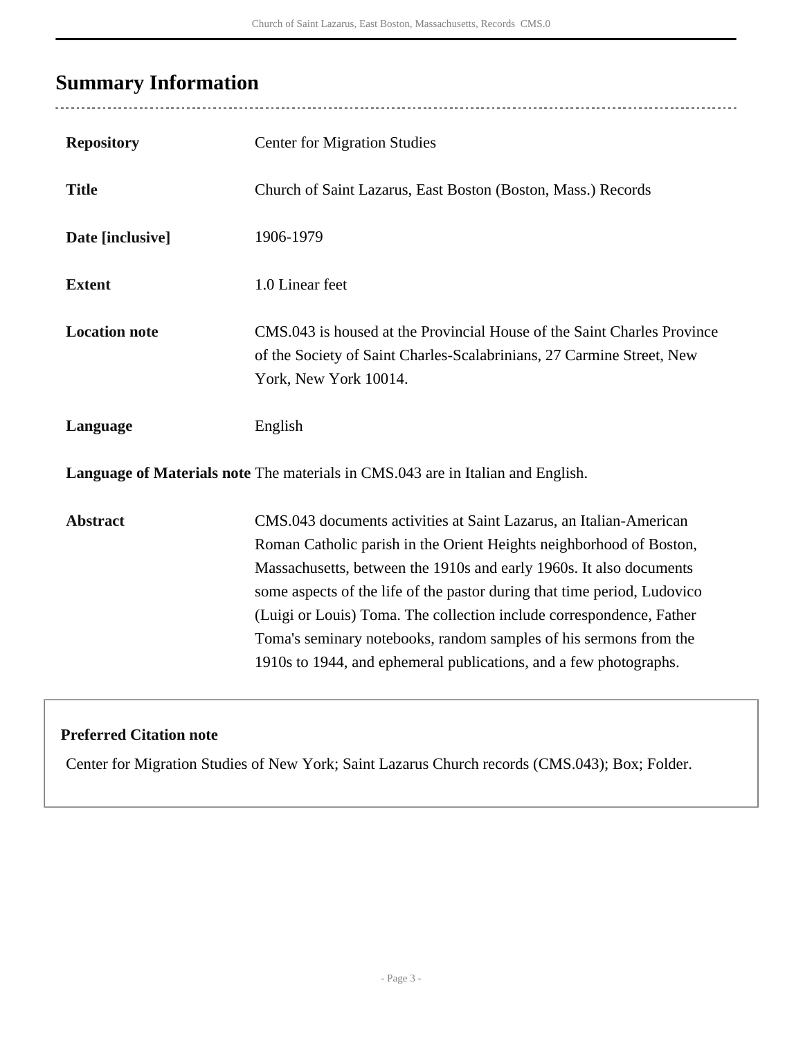## Summary Information

| | |
|---|---|
| **Repository** | Center for Migration Studies |
| **Title** | Church of Saint Lazarus, East Boston (Boston, Mass.) Records |
| **Date [inclusive]** | 1906-1979 |
| **Extent** | 1.0 Linear feet |
| **Location note** | CMS.043 is housed at the Provincial House of the Saint Charles Province of the Society of Saint Charles-Scalabrinians, 27 Carmine Street, New York, New York 10014. |
| **Language** | English |
| **Language of Materials note** | The materials in CMS.043 are in Italian and English. |
| **Abstract** | CMS.043 documents activities at Saint Lazarus, an Italian-American Roman Catholic parish in the Orient Heights neighborhood of Boston, Massachusetts, between the 1910s and early 1960s. It also documents some aspects of the life of the pastor during that time period, Ludovico (Luigi or Louis) Toma. The collection include correspondence, Father Toma's seminary notebooks, random samples of his sermons from the 1910s to 1944, and ephemeral publications, and a few photographs. |

**Preferred Citation note**

Center for Migration Studies of New York; Saint Lazarus Church records (CMS.043); Box; Folder.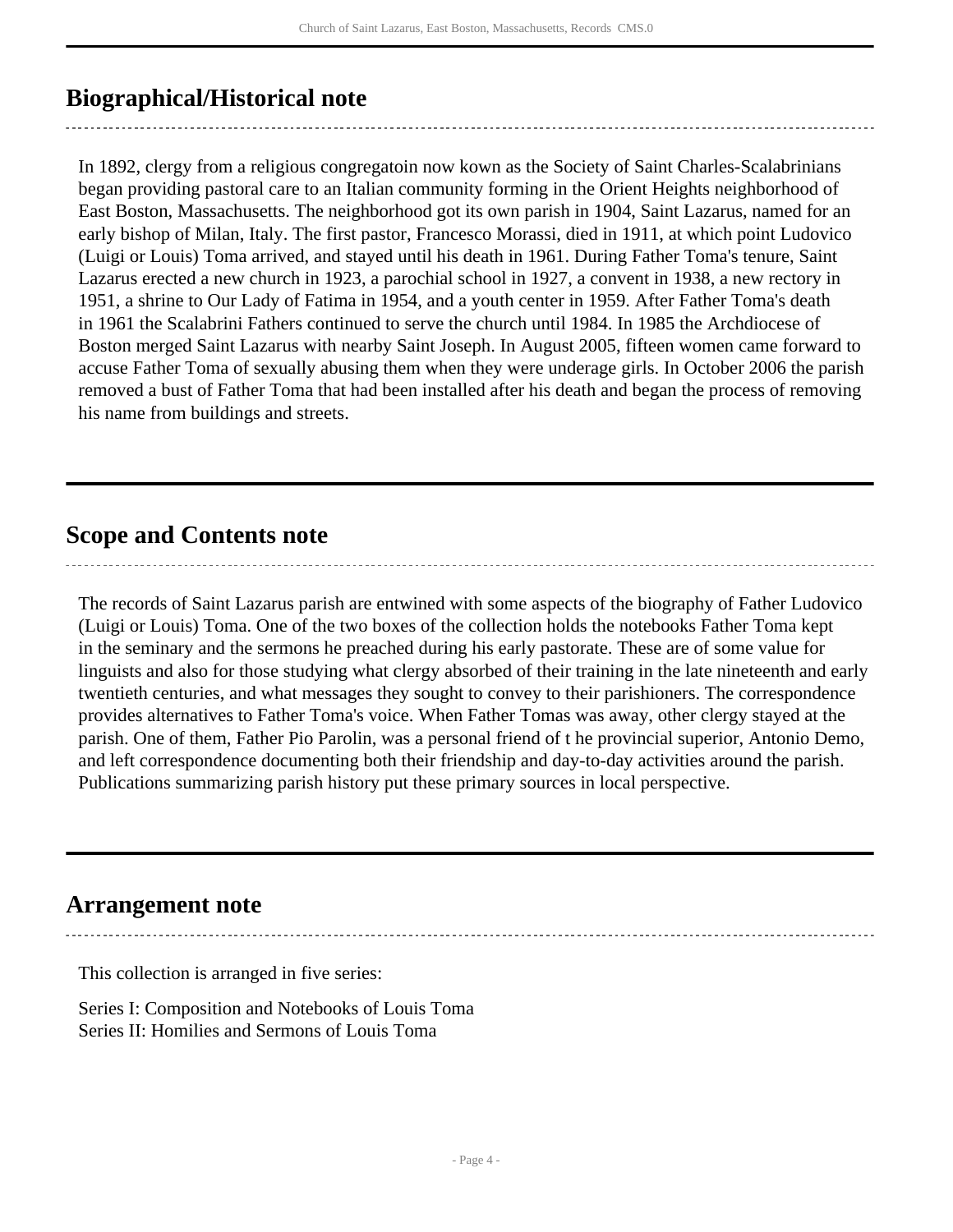## Biographical/Historical note

In 1892, clergy from a religious congregatoin now kown as the Society of Saint Charles-Scalabrinians began providing pastoral care to an Italian community forming in the Orient Heights neighborhood of East Boston, Massachusetts. The neighborhood got its own parish in 1904, Saint Lazarus, named for an early bishop of Milan, Italy. The first pastor, Francesco Morassi, died in 1911, at which point Ludovico (Luigi or Louis) Toma arrived, and stayed until his death in 1961. During Father Toma's tenure, Saint Lazarus erected a new church in 1923, a parochial school in 1927, a convent in 1938, a new rectory in 1951, a shrine to Our Lady of Fatima in 1954, and a youth center in 1959. After Father Toma's death in 1961 the Scalabrini Fathers continued to serve the church until 1984. In 1985 the Archdiocese of Boston merged Saint Lazarus with nearby Saint Joseph. In August 2005, fifteen women came forward to accuse Father Toma of sexually abusing them when they were underage girls. In October 2006 the parish removed a bust of Father Toma that had been installed after his death and began the process of removing his name from buildings and streets.

## Scope and Contents note

The records of Saint Lazarus parish are entwined with some aspects of the biography of Father Ludovico (Luigi or Louis) Toma. One of the two boxes of the collection holds the notebooks Father Toma kept in the seminary and the sermons he preached during his early pastorate. These are of some value for linguists and also for those studying what clergy absorbed of their training in the late nineteenth and early twentieth centuries, and what messages they sought to convey to their parishioners. The correspondence provides alternatives to Father Toma's voice. When Father Tomas was away, other clergy stayed at the parish. One of them, Father Pio Parolin, was a personal friend of t he provincial superior, Antonio Demo, and left correspondence documenting both their friendship and day-to-day activities around the parish. Publications summarizing parish history put these primary sources in local perspective.

## Arrangement note

This collection is arranged in five series:

Series I: Composition and Notebooks of Louis Toma
Series II: Homilies and Sermons of Louis Toma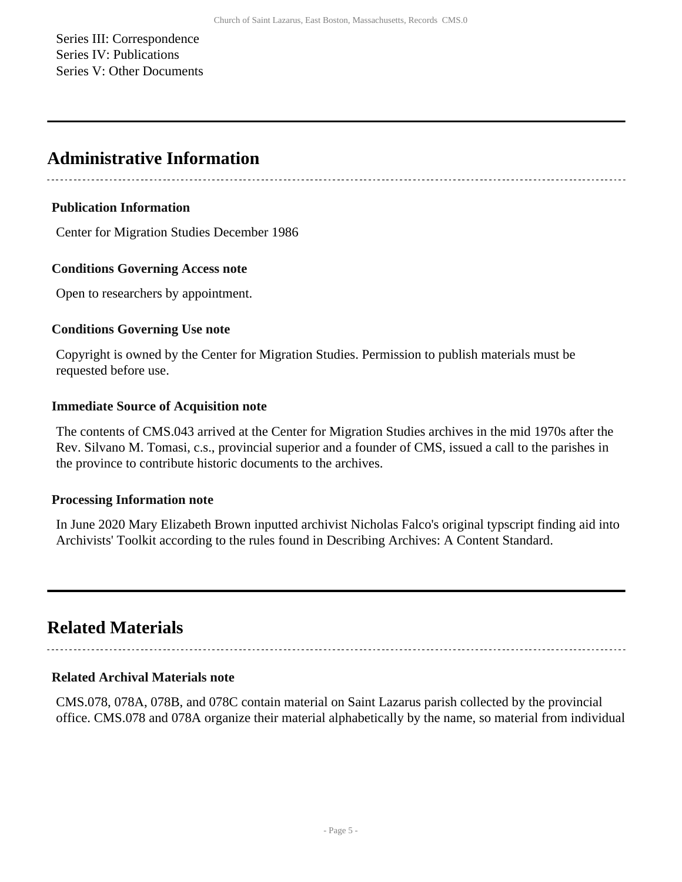Series III: Correspondence
Series IV: Publications
Series V: Other Documents

## Administrative Information

### Publication Information

Center for Migration Studies December 1986

### Conditions Governing Access note

Open to researchers by appointment.

### Conditions Governing Use note

Copyright is owned by the Center for Migration Studies. Permission to publish materials must be requested before use.

### Immediate Source of Acquisition note

The contents of CMS.043 arrived at the Center for Migration Studies archives in the mid 1970s after the Rev. Silvano M. Tomasi, c.s., provincial superior and a founder of CMS, issued a call to the parishes in the province to contribute historic documents to the archives.

### Processing Information note

In June 2020 Mary Elizabeth Brown inputted archivist Nicholas Falco's original typscript finding aid into Archivists' Toolkit according to the rules found in Describing Archives: A Content Standard.

## Related Materials

### Related Archival Materials note

CMS.078, 078A, 078B, and 078C contain material on Saint Lazarus parish collected by the provincial office. CMS.078 and 078A organize their material alphabetically by the name, so material from individual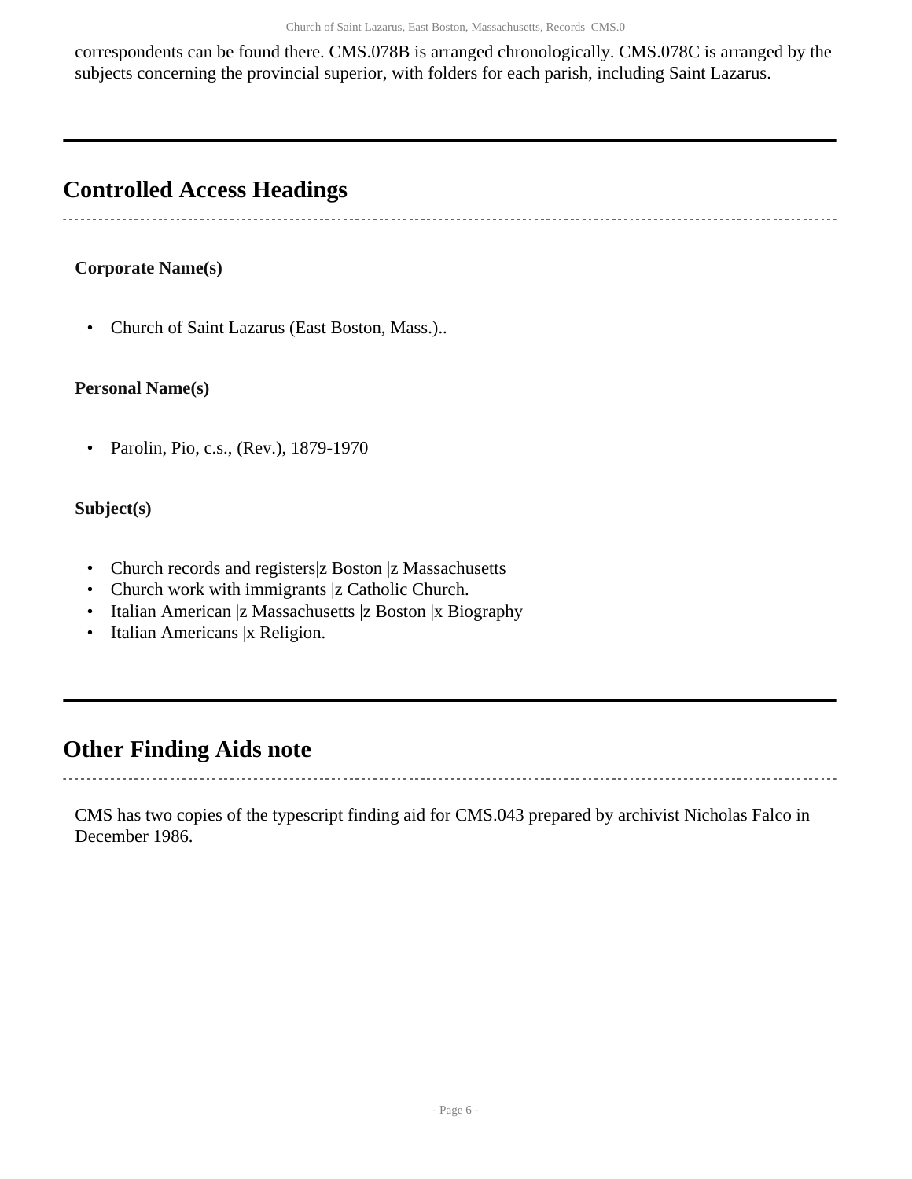correspondents can be found there. CMS.078B is arranged chronologically. CMS.078C is arranged by the subjects concerning the provincial superior, with folders for each parish, including Saint Lazarus.

## Controlled Access Headings

**Corporate Name(s)**

- Church of Saint Lazarus (East Boston, Mass.)..

**Personal Name(s)**

- Parolin, Pio, c.s., (Rev.), 1879-1970

**Subject(s)**

- Church records and registers|z Boston |z Massachusetts
- Church work with immigrants |z Catholic Church.
- Italian American |z Massachusetts |z Boston |x Biography
- Italian Americans |x Religion.

## Other Finding Aids note

CMS has two copies of the typescript finding aid for CMS.043 prepared by archivist Nicholas Falco in December 1986.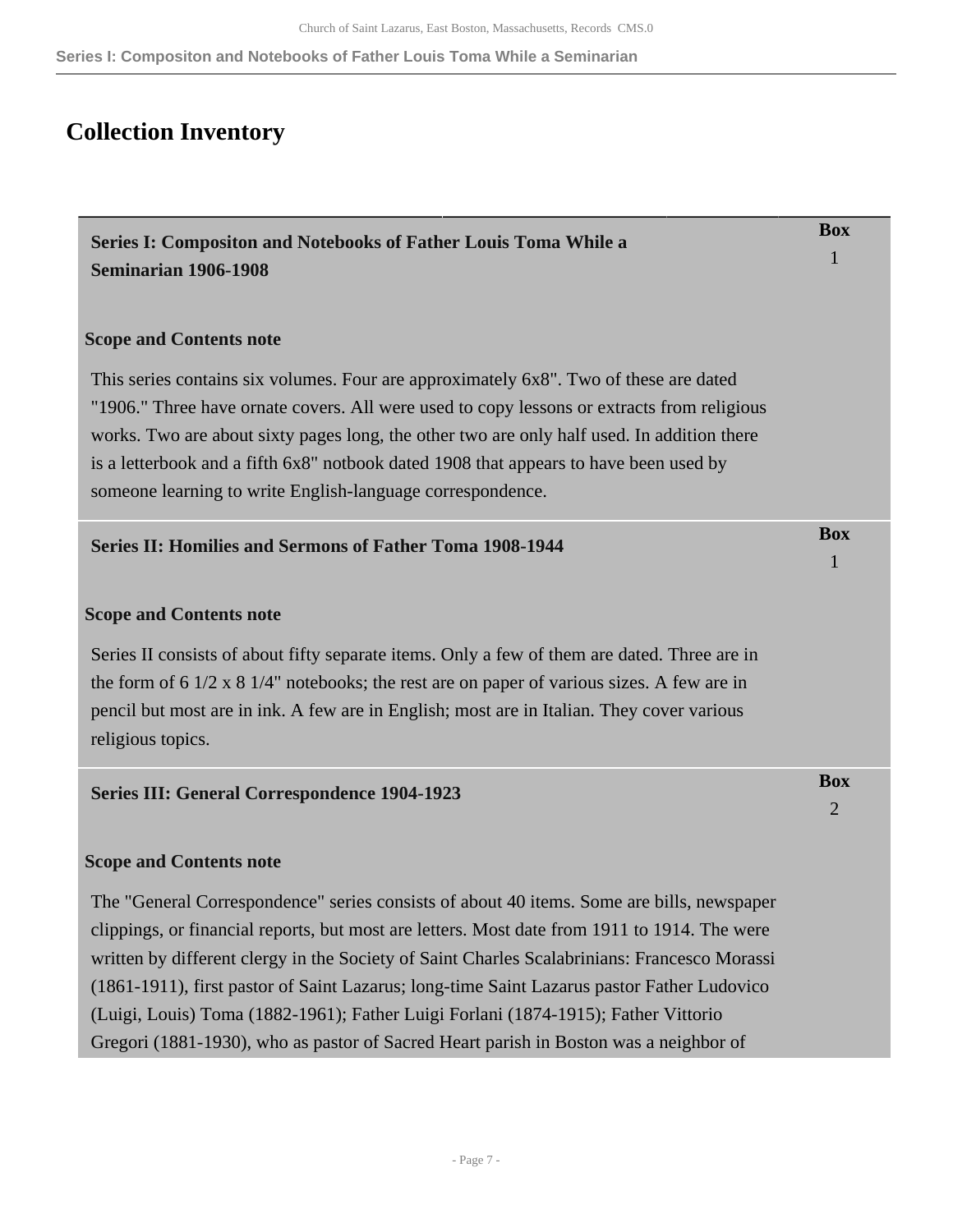# Collection Inventory

**Series I: Compositon and Notebooks of Father Louis Toma While a Seminarian 1906-1908**

Box 1

**Scope and Contents note**

This series contains six volumes. Four are approximately 6x8". Two of these are dated "1906." Three have ornate covers. All were used to copy lessons or extracts from religious works. Two are about sixty pages long, the other two are only half used. In addition there is a letterbook and a fifth 6x8" notbook dated 1908 that appears to have been used by someone learning to write English-language correspondence.

**Series II: Homilies and Sermons of Father Toma 1908-1944**

Box 1

**Scope and Contents note**

Series II consists of about fifty separate items. Only a few of them are dated. Three are in the form of 6 1/2 x 8 1/4" notebooks; the rest are on paper of various sizes. A few are in pencil but most are in ink. A few are in English; most are in Italian. They cover various religious topics.

**Series III: General Correspondence 1904-1923**

Box 2

**Scope and Contents note**

The "General Correspondence" series consists of about 40 items. Some are bills, newspaper clippings, or financial reports, but most are letters. Most date from 1911 to 1914. The were written by different clergy in the Society of Saint Charles Scalabrinians: Francesco Morassi (1861-1911), first pastor of Saint Lazarus; long-time Saint Lazarus pastor Father Ludovico (Luigi, Louis) Toma (1882-1961); Father Luigi Forlani (1874-1915); Father Vittorio Gregori (1881-1930), who as pastor of Sacred Heart parish in Boston was a neighbor of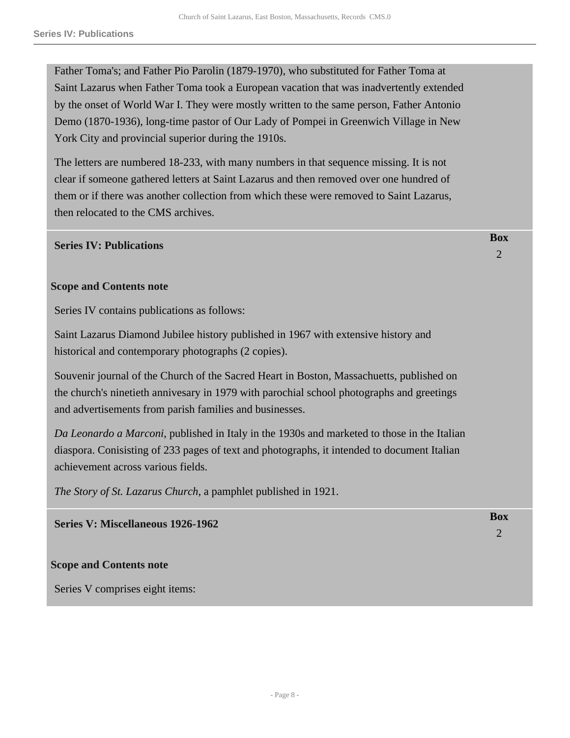Father Toma's; and Father Pio Parolin (1879-1970), who substituted for Father Toma at Saint Lazarus when Father Toma took a European vacation that was inadvertently extended by the onset of World War I. They were mostly written to the same person, Father Antonio Demo (1870-1936), long-time pastor of Our Lady of Pompei in Greenwich Village in New York City and provincial superior during the 1910s.

The letters are numbered 18-233, with many numbers in that sequence missing. It is not clear if someone gathered letters at Saint Lazarus and then removed over one hundred of them or if there was another collection from which these were removed to Saint Lazarus, then relocated to the CMS archives.

## Series IV: Publications

**Box** 2

**Scope and Contents note**

Series IV contains publications as follows:

Saint Lazarus Diamond Jubilee history published in 1967 with extensive history and historical and contemporary photographs (2 copies).

Souvenir journal of the Church of the Sacred Heart in Boston, Massachuetts, published on the church's ninetieth annivesary in 1979 with parochial school photographs and greetings and advertisements from parish families and businesses.

*Da Leonardo a Marconi*, published in Italy in the 1930s and marketed to those in the Italian diaspora. Conisisting of 233 pages of text and photographs, it intended to document Italian achievement across various fields.

*The Story of St. Lazarus Church*, a pamphlet published in 1921.

## Series V: Miscellaneous 1926-1962

**Box** 2

**Scope and Contents note**

Series V comprises eight items: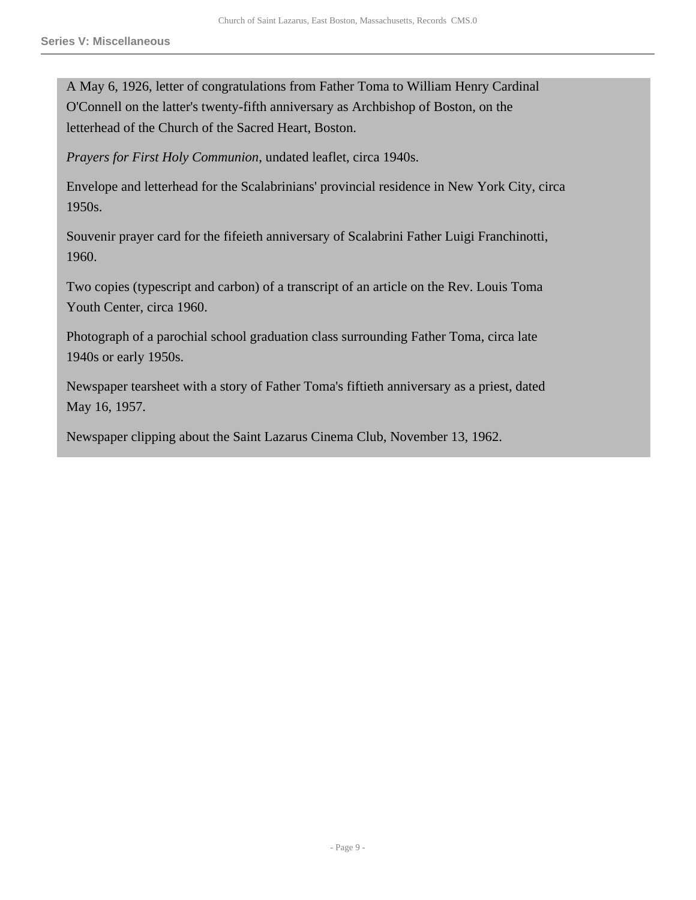A May 6, 1926, letter of congratulations from Father Toma to William Henry Cardinal O'Connell on the latter's twenty-fifth anniversary as Archbishop of Boston, on the letterhead of the Church of the Sacred Heart, Boston.

*Prayers for First Holy Communion*, undated leaflet, circa 1940s.

Envelope and letterhead for the Scalabrinians' provincial residence in New York City, circa 1950s.

Souvenir prayer card for the fifeieth anniversary of Scalabrini Father Luigi Franchinotti, 1960.

Two copies (typescript and carbon) of a transcript of an article on the Rev. Louis Toma Youth Center, circa 1960.

Photograph of a parochial school graduation class surrounding Father Toma, circa late 1940s or early 1950s.

Newspaper tearsheet with a story of Father Toma's fiftieth anniversary as a priest, dated May 16, 1957.

Newspaper clipping about the Saint Lazarus Cinema Club, November 13, 1962.